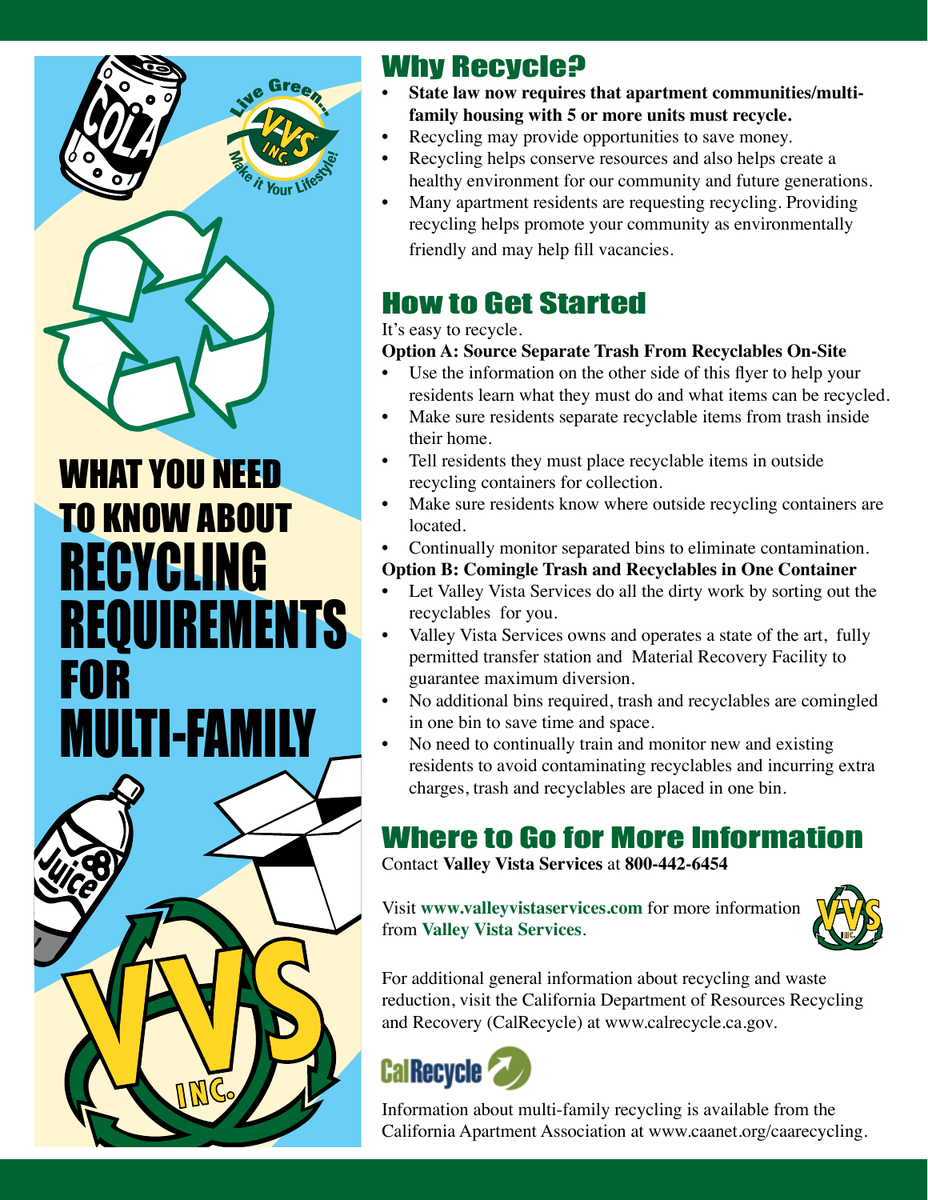# WHAT YOU NEED TO KNOW ABOUT RECYCLING REQUIREMENTS FOR MULTI-FAMILY

## Why Recycle?

- **State law now requires that apartment communities/multi-family housing with 5 or more units must recycle.**
- Recycling may provide opportunities to save money.
- Recycling helps conserve resources and also helps create a healthy environment for our community and future generations.
- Many apartment residents are requesting recycling. Providing recycling helps promote your community as environmentally friendly and may help fill vacancies.

## How to Get Started

It's easy to recycle.

**Option A: Source Separate Trash From Recyclables On-Site**

- Use the information on the other side of this flyer to help your residents learn what they must do and what items can be recycled.
- Make sure residents separate recyclable items from trash inside their home.
- Tell residents they must place recyclable items in outside recycling containers for collection.
- Make sure residents know where outside recycling containers are located.
- Continually monitor separated bins to eliminate contamination.

**Option B: Comingle Trash and Recyclables in One Container**

- Let Valley Vista Services do all the dirty work by sorting out the recyclables for you.
- Valley Vista Services owns and operates a state of the art, fully permitted transfer station and Material Recovery Facility to guarantee maximum diversion.
- No additional bins required, trash and recyclables are comingled in one bin to save time and space.
- No need to continually train and monitor new and existing residents to avoid contaminating recyclables and incurring extra charges, trash and recyclables are placed in one bin.

## Where to Go for More Information

Contact **Valley Vista Services** at **800-442-6454**

Visit **www.valleyvistaservices.com** for more information from **Valley Vista Services**.

For additional general information about recycling and waste reduction, visit the California Department of Resources Recycling and Recovery (CalRecycle) at www.calrecycle.ca.gov.

Information about multi-family recycling is available from the California Apartment Association at www.caanet.org/caarecycling.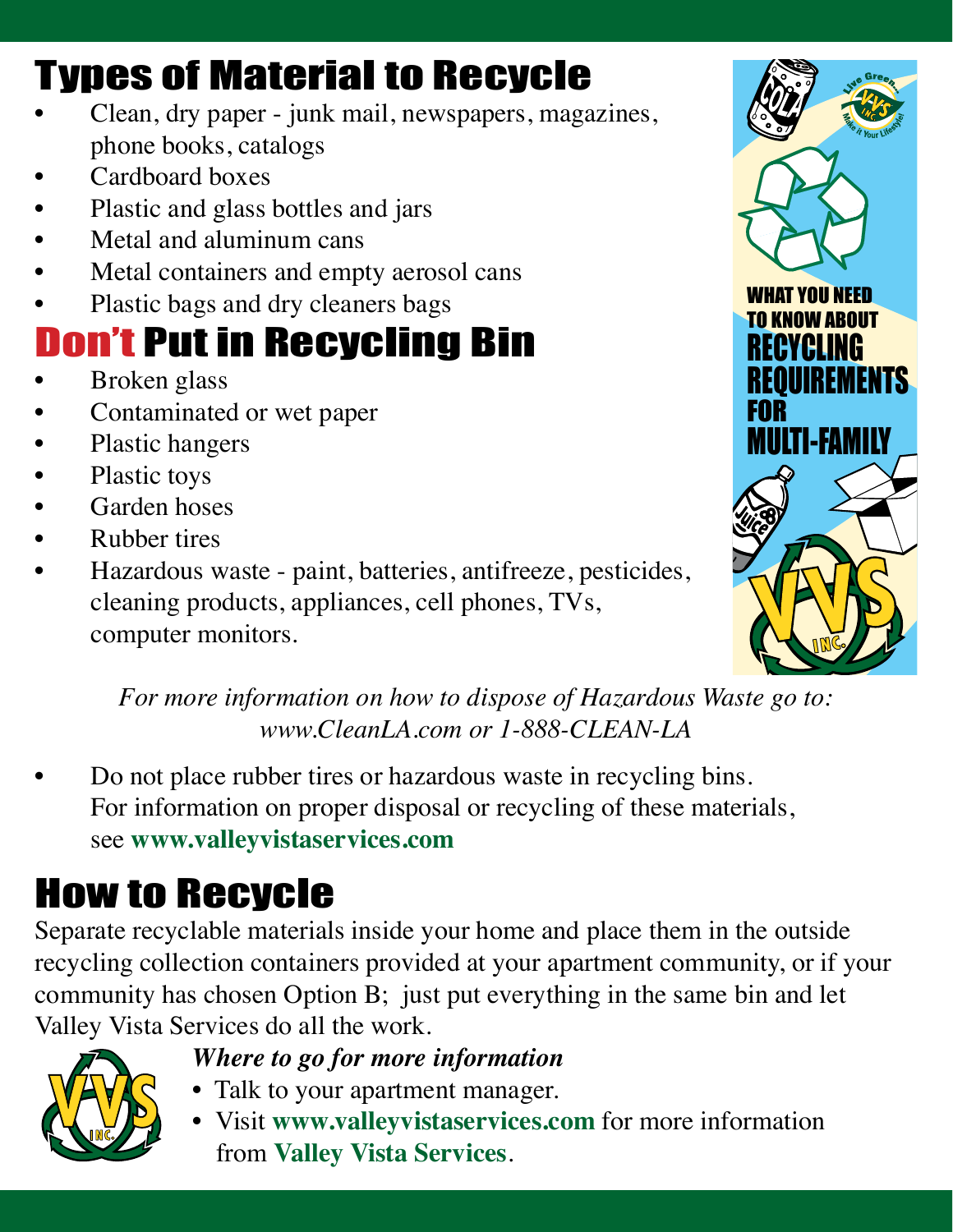# Types of Material to Recycle

- Clean, dry paper - junk mail, newspapers, magazines, phone books, catalogs
- Cardboard boxes
- Plastic and glass bottles and jars
- Metal and aluminum cans
- Metal containers and empty aerosol cans
- Plastic bags and dry cleaners bags

# Don't Put in Recycling Bin

- Broken glass
- Contaminated or wet paper
- Plastic hangers
- Plastic toys
- Garden hoses
- Rubber tires
- Hazardous waste - paint, batteries, antifreeze, pesticides, cleaning products, appliances, cell phones, TVs, computer monitors.

WHAT YOU NEED TO KNOW ABOUT RECYCLING REQUIREMENTS FOR MULTI-FAMILY

*For more information on how to dispose of Hazardous Waste go to: www.CleanLA.com or 1-888-CLEAN-LA*

- Do not place rubber tires or hazardous waste in recycling bins. For information on proper disposal or recycling of these materials, see **www.valleyvistaservices.com**

# How to Recycle

Separate recyclable materials inside your home and place them in the outside recycling collection containers provided at your apartment community, or if your community has chosen Option B; just put everything in the same bin and let Valley Vista Services do all the work.

***Where to go for more information***

- Talk to your apartment manager.
- Visit **www.valleyvistaservices.com** for more information from **Valley Vista Services**.